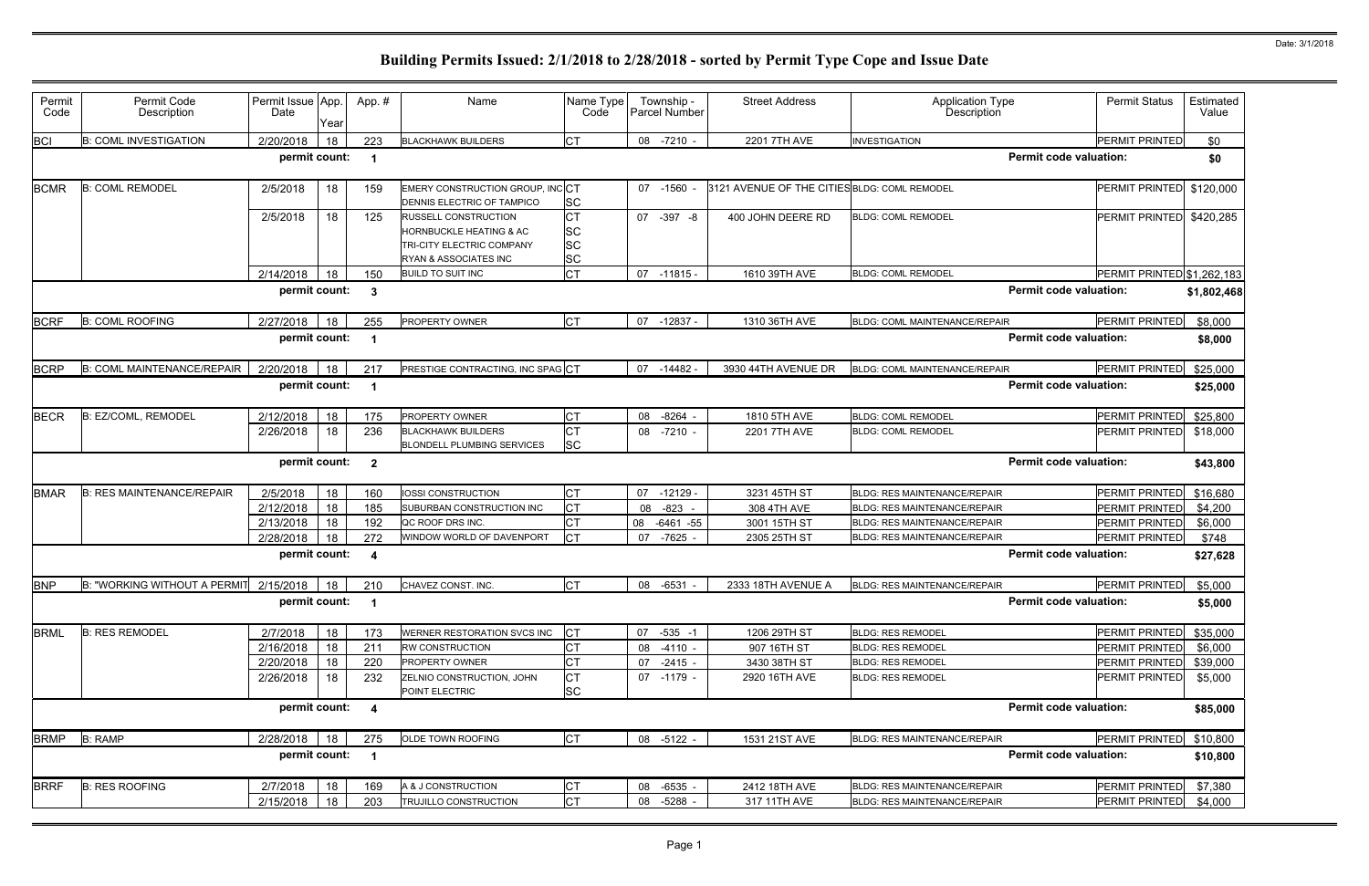# Building Permits Issued: 2/1/2018 to 2/28/2018 - sorted by Permit Type Cope and Issue Date

Date: 3/1/2018

| Permit Code | Permit Code Description | Permit Issue Date | App. Year | App. # | Name | Name Type Code | Township - Parcel Number | Street Address | Application Type Description | Permit Status | Estimated Value |
|---|---|---|---|---|---|---|---|---|---|---|---|
| BCI | B: COML INVESTIGATION | 2/20/2018 | 18 | 223 | BLACKHAWK BUILDERS | CT | 08 -7210 - | 2201 7TH AVE | INVESTIGATION | PERMIT PRINTED | $0 |
| | | **permit count:** | | **1** | | | | | **Permit code valuation:** | | **$0** |
| BCMR | B: COML REMODEL | 2/5/2018 | 18 | 159 | EMERY CONSTRUCTION GROUP, INC<br>DENNIS ELECTRIC OF TAMPICO | CT<br>SC | 07 -1560 - | 3121 AVENUE OF THE CITIES | BLDG: COML REMODEL | PERMIT PRINTED | $120,000 |
| | | 2/5/2018 | 18 | 125 | RUSSELL CONSTRUCTION<br>HORNBUCKLE HEATING & AC<br>TRI-CITY ELECTRIC COMPANY<br>RYAN & ASSOCIATES INC | CT<br>SC<br>SC<br>SC | 07 -397 -8 | 400 JOHN DEERE RD | BLDG: COML REMODEL | PERMIT PRINTED | $420,285 |
| | | 2/14/2018 | 18 | 150 | BUILD TO SUIT INC | CT | 07 -11815 - | 1610 39TH AVE | BLDG: COML REMODEL | PERMIT PRINTED | $1,262,183 |
| | | **permit count:** | | **3** | | | | | **Permit code valuation:** | | **$1,802,468** |
| BCRF | B: COML ROOFING | 2/27/2018 | 18 | 255 | PROPERTY OWNER | CT | 07 -12837 - | 1310 36TH AVE | BLDG: COML MAINTENANCE/REPAIR | PERMIT PRINTED | $8,000 |
| | | **permit count:** | | **1** | | | | | **Permit code valuation:** | | **$8,000** |
| BCRP | B: COML MAINTENANCE/REPAIR | 2/20/2018 | 18 | 217 | PRESTIGE CONTRACTING, INC SPAG | CT | 07 -14482 - | 3930 44TH AVENUE DR | BLDG: COML MAINTENANCE/REPAIR | PERMIT PRINTED | $25,000 |
| | | **permit count:** | | **1** | | | | | **Permit code valuation:** | | **$25,000** |
| BECR | B: EZ/COML, REMODEL | 2/12/2018 | 18 | 175 | PROPERTY OWNER | CT | 08 -8264 - | 1810 5TH AVE | BLDG: COML REMODEL | PERMIT PRINTED | $25,800 |
| | | 2/26/2018 | 18 | 236 | BLACKHAWK BUILDERS<br>BLONDELL PLUMBING SERVICES | CT<br>SC | 08 -7210 - | 2201 7TH AVE | BLDG: COML REMODEL | PERMIT PRINTED | $18,000 |
| | | **permit count:** | | **2** | | | | | **Permit code valuation:** | | **$43,800** |
| BMAR | B: RES MAINTENANCE/REPAIR | 2/5/2018 | 18 | 160 | IOSSI CONSTRUCTION | CT | 07 -12129 - | 3231 45TH ST | BLDG: RES MAINTENANCE/REPAIR | PERMIT PRINTED | $16,680 |
| | | 2/12/2018 | 18 | 185 | SUBURBAN CONSTRUCTION INC | CT | 08 -823 - | 308 4TH AVE | BLDG: RES MAINTENANCE/REPAIR | PERMIT PRINTED | $4,200 |
| | | 2/13/2018 | 18 | 192 | QC ROOF DRS INC. | CT | 08 -6461 -55 | 3001 15TH ST | BLDG: RES MAINTENANCE/REPAIR | PERMIT PRINTED | $6,000 |
| | | 2/28/2018 | 18 | 272 | WINDOW WORLD OF DAVENPORT | CT | 07 -7625 - | 2305 25TH ST | BLDG: RES MAINTENANCE/REPAIR | PERMIT PRINTED | $748 |
| | | **permit count:** | | **4** | | | | | **Permit code valuation:** | | **$27,628** |
| BNP | B: "WORKING WITHOUT A PERMIT | 2/15/2018 | 18 | 210 | CHAVEZ CONST. INC. | CT | 08 -6531 - | 2333 18TH AVENUE A | BLDG: RES MAINTENANCE/REPAIR | PERMIT PRINTED | $5,000 |
| | | **permit count:** | | **1** | | | | | **Permit code valuation:** | | **$5,000** |
| BRML | B: RES REMODEL | 2/7/2018 | 18 | 173 | WERNER RESTORATION SVCS INC | CT | 07 -535 -1 | 1206 29TH ST | BLDG: RES REMODEL | PERMIT PRINTED | $35,000 |
| | | 2/16/2018 | 18 | 211 | RW CONSTRUCTION | CT | 08 -4110 - | 907 16TH ST | BLDG: RES REMODEL | PERMIT PRINTED | $6,000 |
| | | 2/20/2018 | 18 | 220 | PROPERTY OWNER | CT | 07 -2415 - | 3430 38TH ST | BLDG: RES REMODEL | PERMIT PRINTED | $39,000 |
| | | 2/26/2018 | 18 | 232 | ZELNIO CONSTRUCTION, JOHN<br>POINT ELECTRIC | CT<br>SC | 07 -1179 - | 2920 16TH AVE | BLDG: RES REMODEL | PERMIT PRINTED | $5,000 |
| | | **permit count:** | | **4** | | | | | **Permit code valuation:** | | **$85,000** |
| BRMP | B: RAMP | 2/28/2018 | 18 | 275 | OLDE TOWN ROOFING | CT | 08 -5122 - | 1531 21ST AVE | BLDG: RES MAINTENANCE/REPAIR | PERMIT PRINTED | $10,800 |
| | | **permit count:** | | **1** | | | | | **Permit code valuation:** | | **$10,800** |
| BRRF | B: RES ROOFING | 2/7/2018 | 18 | 169 | A & J CONSTRUCTION | CT | 08 -6535 - | 2412 18TH AVE | BLDG: RES MAINTENANCE/REPAIR | PERMIT PRINTED | $7,380 |
| | | 2/15/2018 | 18 | 203 | TRUJILLO CONSTRUCTION | CT | 08 -5288 - | 317 11TH AVE | BLDG: RES MAINTENANCE/REPAIR | PERMIT PRINTED | $4,000 |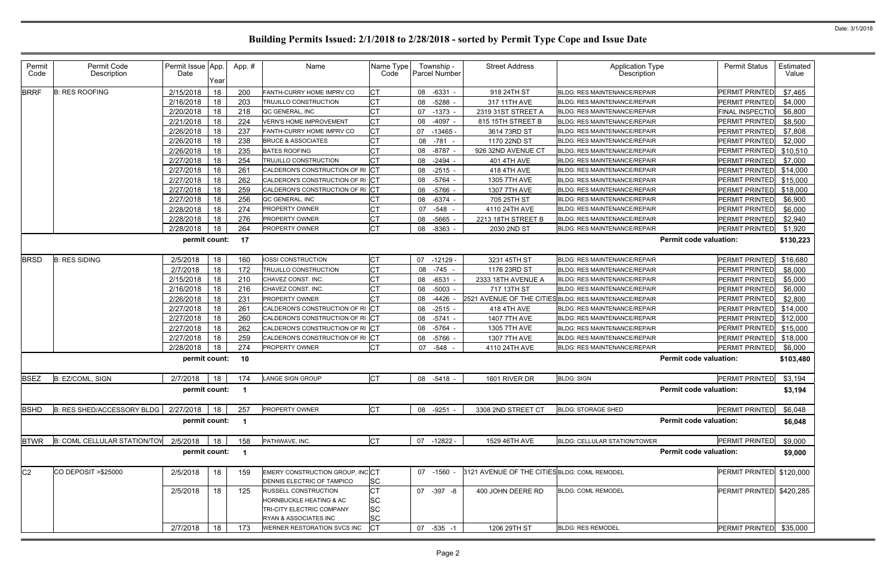# Building Permits Issued: 2/1/2018 to 2/28/2018 - sorted by Permit Type Cope and Issue Date

Date: 3/1/2018

| Permit Code | Permit Code Description | Permit Issue Date | App. Year | App. # | Name | Name Type Code | Township - Parcel Number | Street Address | Application Type Description | Permit Status | Estimated Value |
|---|---|---|---|---|---|---|---|---|---|---|---|
| BRRF | B: RES ROOFING | 2/15/2018 | 18 | 200 | FANTH-CURRY HOME IMPRV CO | CT | 08 -6331 - | 918 24TH ST | BLDG: RES MAINTENANCE/REPAIR | PERMIT PRINTED | $7,465 |
| | | 2/16/2018 | 18 | 203 | TRUJILLO CONSTRUCTION | CT | 08 -5288 - | 317 11TH AVE | BLDG: RES MAINTENANCE/REPAIR | PERMIT PRINTED | $4,000 |
| | | 2/20/2018 | 18 | 218 | QC GENERAL, INC | CT | 07 -1373 - | 2319 31ST STREET A | BLDG: RES MAINTENANCE/REPAIR | FINAL INSPECTIO | $6,800 |
| | | 2/21/2018 | 18 | 224 | VERN'S HOME IMPROVEMENT | CT | 08 -4097 - | 815 15TH STREET B | BLDG: RES MAINTENANCE/REPAIR | PERMIT PRINTED | $8,500 |
| | | 2/26/2018 | 18 | 237 | FANTH-CURRY HOME IMPRV CO | CT | 07 -13465 - | 3614 73RD ST | BLDG: RES MAINTENANCE/REPAIR | PERMIT PRINTED | $7,808 |
| | | 2/26/2018 | 18 | 238 | BRUCE & ASSOCIATES | CT | 08 -781 - | 1170 22ND ST | BLDG: RES MAINTENANCE/REPAIR | PERMIT PRINTED | $2,000 |
| | | 2/26/2018 | 18 | 235 | BATES ROOFING | CT | 08 -8787 - | 926 32ND AVENUE CT | BLDG: RES MAINTENANCE/REPAIR | PERMIT PRINTED | $10,510 |
| | | 2/27/2018 | 18 | 254 | TRUJILLO CONSTRUCTION | CT | 08 -2494 - | 401 4TH AVE | BLDG: RES MAINTENANCE/REPAIR | PERMIT PRINTED | $7,000 |
| | | 2/27/2018 | 18 | 261 | CALDERON'S CONSTRUCTION OF RI | CT | 08 -2515 - | 418 4TH AVE | BLDG: RES MAINTENANCE/REPAIR | PERMIT PRINTED | $14,000 |
| | | 2/27/2018 | 18 | 262 | CALDERON'S CONSTRUCTION OF RI | CT | 08 -5764 - | 1305 7TH AVE | BLDG: RES MAINTENANCE/REPAIR | PERMIT PRINTED | $15,000 |
| | | 2/27/2018 | 18 | 259 | CALDERON'S CONSTRUCTION OF RI | CT | 08 -5766 - | 1307 7TH AVE | BLDG: RES MAINTENANCE/REPAIR | PERMIT PRINTED | $18,000 |
| | | 2/27/2018 | 18 | 256 | QC GENERAL, INC | CT | 08 -6374 - | 705 25TH ST | BLDG: RES MAINTENANCE/REPAIR | PERMIT PRINTED | $6,900 |
| | | 2/28/2018 | 18 | 274 | PROPERTY OWNER | CT | 07 -548 - | 4110 24TH AVE | BLDG: RES MAINTENANCE/REPAIR | PERMIT PRINTED | $6,000 |
| | | 2/28/2018 | 18 | 276 | PROPERTY OWNER | CT | 08 -5665 - | 2213 18TH STREET B | BLDG: RES MAINTENANCE/REPAIR | PERMIT PRINTED | $2,940 |
| | | 2/28/2018 | 18 | 264 | PROPERTY OWNER | CT | 08 -8363 - | 2030 2ND ST | BLDG: RES MAINTENANCE/REPAIR | PERMIT PRINTED | $1,920 |
| | | permit count: | | 17 | | | | | Permit code valuation: | | $130,223 |
| BRSD | B: RES SIDING | 2/5/2018 | 18 | 160 | IOSSI CONSTRUCTION | CT | 07 -12129 - | 3231 45TH ST | BLDG: RES MAINTENANCE/REPAIR | PERMIT PRINTED | $16,680 |
| | | 2/7/2018 | 18 | 172 | TRUJILLO CONSTRUCTION | CT | 08 -745 - | 1176 23RD ST | BLDG: RES MAINTENANCE/REPAIR | PERMIT PRINTED | $8,000 |
| | | 2/15/2018 | 18 | 210 | CHAVEZ CONST. INC. | CT | 08 -6531 - | 2333 18TH AVENUE A | BLDG: RES MAINTENANCE/REPAIR | PERMIT PRINTED | $5,000 |
| | | 2/16/2018 | 18 | 216 | CHAVEZ CONST. INC. | CT | 08 -5003 - | 717 13TH ST | BLDG: RES MAINTENANCE/REPAIR | PERMIT PRINTED | $6,000 |
| | | 2/26/2018 | 18 | 231 | PROPERTY OWNER | CT | 08 -4426 - | 2521 AVENUE OF THE CITIES | BLDG: RES MAINTENANCE/REPAIR | PERMIT PRINTED | $2,800 |
| | | 2/27/2018 | 18 | 261 | CALDERON'S CONSTRUCTION OF RI | CT | 08 -2515 - | 418 4TH AVE | BLDG: RES MAINTENANCE/REPAIR | PERMIT PRINTED | $14,000 |
| | | 2/27/2018 | 18 | 260 | CALDERON'S CONSTRUCTION OF RI | CT | 08 -5741 - | 1407 7TH AVE | BLDG: RES MAINTENANCE/REPAIR | PERMIT PRINTED | $12,000 |
| | | 2/27/2018 | 18 | 262 | CALDERON'S CONSTRUCTION OF RI | CT | 08 -5764 - | 1305 7TH AVE | BLDG: RES MAINTENANCE/REPAIR | PERMIT PRINTED | $15,000 |
| | | 2/27/2018 | 18 | 259 | CALDERON'S CONSTRUCTION OF RI | CT | 08 -5766 - | 1307 7TH AVE | BLDG: RES MAINTENANCE/REPAIR | PERMIT PRINTED | $18,000 |
| | | 2/28/2018 | 18 | 274 | PROPERTY OWNER | CT | 07 -548 - | 4110 24TH AVE | BLDG: RES MAINTENANCE/REPAIR | PERMIT PRINTED | $6,000 |
| | | permit count: | | 10 | | | | | Permit code valuation: | | $103,480 |
| BSEZ | B: EZ/COML, SIGN | 2/7/2018 | 18 | 174 | LANGE SIGN GROUP | CT | 08 -5418 - | 1601 RIVER DR | BLDG: SIGN | PERMIT PRINTED | $3,194 |
| | | permit count: | | 1 | | | | | Permit code valuation: | | $3,194 |
| BSHD | B: RES SHED/ACCESSORY BLDG | 2/27/2018 | 18 | 257 | PROPERTY OWNER | CT | 08 -9251 - | 3308 2ND STREET CT | BLDG: STORAGE SHED | PERMIT PRINTED | $6,048 |
| | | permit count: | | 1 | | | | | Permit code valuation: | | $6,048 |
| BTWR | B: COML CELLULAR STATION/TOW | 2/5/2018 | 18 | 158 | PATHWAVE, INC. | CT | 07 -12822 - | 1529 46TH AVE | BLDG: CELLULAR STATION/TOWER | PERMIT PRINTED | $9,000 |
| | | permit count: | | 1 | | | | | Permit code valuation: | | $9,000 |
| C2 | CO DEPOSIT >$25000 | 2/5/2018 | 18 | 159 | EMERY CONSTRUCTION GROUP, INC | CT | 07 -1560 - | 3121 AVENUE OF THE CITIES | BLDG: COML REMODEL | PERMIT PRINTED | $120,000 |
| | | | | | DENNIS ELECTRIC OF TAMPICO | SC | | | | | |
| | | 2/5/2018 | 18 | 125 | RUSSELL CONSTRUCTION | CT | 07 -397 -8 | 400 JOHN DEERE RD | BLDG: COML REMODEL | PERMIT PRINTED | $420,285 |
| | | | | | HORNBUCKLE HEATING & AC | SC | | | | | |
| | | | | | TRI-CITY ELECTRIC COMPANY | SC | | | | | |
| | | | | | RYAN & ASSOCIATES INC | SC | | | | | |
| | | 2/7/2018 | 18 | 173 | WERNER RESTORATION SVCS INC | CT | 07 -535 -1 | 1206 29TH ST | BLDG: RES REMODEL | PERMIT PRINTED | $35,000 |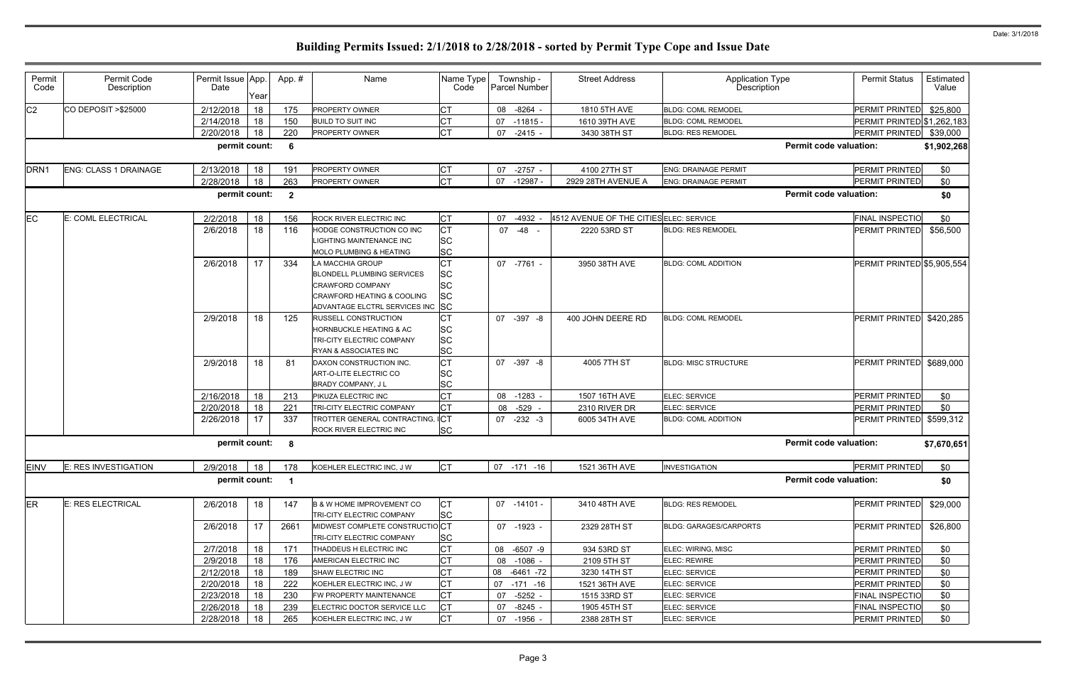# Building Permits Issued: 2/1/2018 to 2/28/2018 - sorted by Permit Type Cope and Issue Date

| Permit Code | Permit Code Description | Permit Issue Date | App. Year | App. # | Name | Name Type Code | Township - Parcel Number | Street Address | Application Type Description | Permit Status | Estimated Value |
|---|---|---|---|---|---|---|---|---|---|---|---|
| C2 | CO DEPOSIT >$25000 | 2/12/2018 | 18 | 175 | PROPERTY OWNER | CT | 08 -8264 - | 1810 5TH AVE | BLDG: COML REMODEL | PERMIT PRINTED | $25,800 |
| | | 2/14/2018 | 18 | 150 | BUILD TO SUIT INC | CT | 07 -11815 - | 1610 39TH AVE | BLDG: COML REMODEL | PERMIT PRINTED | $1,262,183 |
| | | 2/20/2018 | 18 | 220 | PROPERTY OWNER | CT | 07 -2415 - | 3430 38TH ST | BLDG: RES REMODEL | PERMIT PRINTED | $39,000 |
| | | **permit count:** | | **6** | | | | | **Permit code valuation:** | | **$1,902,268** |
| DRN1 | ENG: CLASS 1 DRAINAGE | 2/13/2018 | 18 | 191 | PROPERTY OWNER | CT | 07 -2757 - | 4100 27TH ST | ENG: DRAINAGE PERMIT | PERMIT PRINTED | $0 |
| | | 2/28/2018 | 18 | 263 | PROPERTY OWNER | CT | 07 -12987 - | 2929 28TH AVENUE A | ENG: DRAINAGE PERMIT | PERMIT PRINTED | $0 |
| | | **permit count:** | | **2** | | | | | **Permit code valuation:** | | **$0** |
| EC | E: COML ELECTRICAL | 2/2/2018 | 18 | 156 | ROCK RIVER ELECTRIC INC | CT | 07 -4932 - | 4512 AVENUE OF THE CITIES | ELEC: SERVICE | FINAL INSPECTIO | $0 |
| | | 2/6/2018 | 18 | 116 | HODGE CONSTRUCTION CO INC | CT | 07 -48 - | 2220 53RD ST | BLDG: RES REMODEL | PERMIT PRINTED | $56,500 |
| | | | | | LIGHTING MAINTENANCE INC | SC | | | | | |
| | | | | | MOLO PLUMBING & HEATING | SC | | | | | |
| | | 2/6/2018 | 17 | 334 | LA MACCHIA GROUP | CT | 07 -7761 - | 3950 38TH AVE | BLDG: COML ADDITION | PERMIT PRINTED | $5,905,554 |
| | | | | | BLONDELL PLUMBING SERVICES | SC | | | | | |
| | | | | | CRAWFORD COMPANY | SC | | | | | |
| | | | | | CRAWFORD HEATING & COOLING | SC | | | | | |
| | | | | | ADVANTAGE ELCTRL SERVICES INC | SC | | | | | |
| | | 2/9/2018 | 18 | 125 | RUSSELL CONSTRUCTION | CT | 07 -397 -8 | 400 JOHN DEERE RD | BLDG: COML REMODEL | PERMIT PRINTED | $420,285 |
| | | | | | HORNBUCKLE HEATING & AC | SC | | | | | |
| | | | | | TRI-CITY ELECTRIC COMPANY | SC | | | | | |
| | | | | | RYAN & ASSOCIATES INC | SC | | | | | |
| | | 2/9/2018 | 18 | 81 | DAXON CONSTRUCTION INC. | CT | 07 -397 -8 | 4005 7TH ST | BLDG: MISC STRUCTURE | PERMIT PRINTED | $689,000 |
| | | | | | ART-O-LITE ELECTRIC CO | SC | | | | | |
| | | | | | BRADY COMPANY, J L | SC | | | | | |
| | | 2/16/2018 | 18 | 213 | PIKUZA ELECTRIC INC | CT | 08 -1283 - | 1507 16TH AVE | ELEC: SERVICE | PERMIT PRINTED | $0 |
| | | 2/20/2018 | 18 | 221 | TRI-CITY ELECTRIC COMPANY | CT | 08 -529 - | 2310 RIVER DR | ELEC: SERVICE | PERMIT PRINTED | $0 |
| | | 2/26/2018 | 17 | 337 | TROTTER GENERAL CONTRACTING, I | CT | 07 -232 -3 | 6005 34TH AVE | BLDG: COML ADDITION | PERMIT PRINTED | $599,312 |
| | | | | | ROCK RIVER ELECTRIC INC | SC | | | | | |
| | | **permit count:** | | **8** | | | | | **Permit code valuation:** | | **$7,670,651** |
| EINV | E: RES INVESTIGATION | 2/9/2018 | 18 | 178 | KOEHLER ELECTRIC INC, J W | CT | 07 -171 -16 | 1521 36TH AVE | INVESTIGATION | PERMIT PRINTED | $0 |
| | | **permit count:** | | **1** | | | | | **Permit code valuation:** | | **$0** |
| ER | E: RES ELECTRICAL | 2/6/2018 | 18 | 147 | B & W HOME IMPROVEMENT CO | CT | 07 -14101 - | 3410 48TH AVE | BLDG: RES REMODEL | PERMIT PRINTED | $29,000 |
| | | | | | TRI-CITY ELECTRIC COMPANY | SC | | | | | |
| | | 2/6/2018 | 17 | 2661 | MIDWEST COMPLETE CONSTRUCTIO | CT | 07 -1923 - | 2329 28TH ST | BLDG: GARAGES/CARPORTS | PERMIT PRINTED | $26,800 |
| | | | | | TRI-CITY ELECTRIC COMPANY | SC | | | | | |
| | | 2/7/2018 | 18 | 171 | THADDEUS H ELECTRIC INC | CT | 08 -6507 -9 | 934 53RD ST | ELEC: WIRING, MISC | PERMIT PRINTED | $0 |
| | | 2/9/2018 | 18 | 176 | AMERICAN ELECTRIC INC | CT | 08 -1086 - | 2109 5TH ST | ELEC: REWIRE | PERMIT PRINTED | $0 |
| | | 2/12/2018 | 18 | 189 | SHAW ELECTRIC INC | CT | 08 -6461 -72 | 3230 14TH ST | ELEC: SERVICE | PERMIT PRINTED | $0 |
| | | 2/20/2018 | 18 | 222 | KOEHLER ELECTRIC INC, J W | CT | 07 -171 -16 | 1521 36TH AVE | ELEC: SERVICE | PERMIT PRINTED | $0 |
| | | 2/23/2018 | 18 | 230 | FW PROPERTY MAINTENANCE | CT | 07 -5252 - | 1515 33RD ST | ELEC: SERVICE | FINAL INSPECTIO | $0 |
| | | 2/26/2018 | 18 | 239 | ELECTRIC DOCTOR SERVICE LLC | CT | 07 -8245 - | 1905 45TH ST | ELEC: SERVICE | FINAL INSPECTIO | $0 |
| | | 2/28/2018 | 18 | 265 | KOEHLER ELECTRIC INC, J W | CT | 07 -1956 - | 2388 28TH ST | ELEC: SERVICE | PERMIT PRINTED | $0 |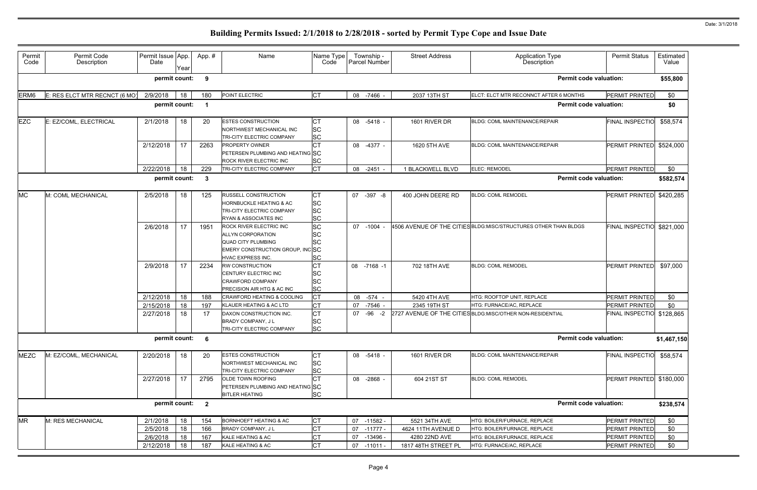# Building Permits Issued: 2/1/2018 to 2/28/2018 - sorted by Permit Type Cope and Issue Date

Date: 3/1/2018

| Permit Code | Permit Code Description | Permit Issue Date | App. Year | App. # | Name | Name Type Code | Township - Parcel Number | Street Address | Application Type Description | Permit Status | Estimated Value |
|---|---|---|---|---|---|---|---|---|---|---|---|
| | | permit count: | | 9 | | | | | Permit code valuation: | | $55,800 |
| ERM6 | E: RES ELCT MTR RECNCT (6 MO) | 2/9/2018 | 18 | 180 | POINT ELECTRIC | CT | 08 -7466 - | 2037 13TH ST | ELCT: ELCT MTR RECONNCT AFTER 6 MONTHS | PERMIT PRINTED | $0 |
| | | permit count: | | 1 | | | | | Permit code valuation: | | $0 |
| EZC | E: EZ/COML, ELECTRICAL | 2/1/2018 | 18 | 20 | ESTES CONSTRUCTION | CT | 08 -5418 - | 1601 RIVER DR | BLDG: COML MAINTENANCE/REPAIR | FINAL INSPECTIO | $58,574 |
| | | | | | NORTHWEST MECHANICAL INC | SC | | | | | |
| | | | | | TRI-CITY ELECTRIC COMPANY | SC | | | | | |
| | | 2/12/2018 | 17 | 2263 | PROPERTY OWNER | CT | 08 -4377 - | 1620 5TH AVE | BLDG: COML MAINTENANCE/REPAIR | PERMIT PRINTED | $524,000 |
| | | | | | PETERSEN PLUMBING AND HEATING | SC | | | | | |
| | | | | | ROCK RIVER ELECTRIC INC | SC | | | | | |
| | | 2/22/2018 | 18 | 229 | TRI-CITY ELECTRIC COMPANY | CT | 08 -2451 - | 1 BLACKWELL BLVD | ELEC: REMODEL | PERMIT PRINTED | $0 |
| | | permit count: | | 3 | | | | | Permit code valuation: | | $582,574 |
| MC | M: COML MECHANICAL | 2/5/2018 | 18 | 125 | RUSSELL CONSTRUCTION | CT | 07 -397 -8 | 400 JOHN DEERE RD | BLDG: COML REMODEL | PERMIT PRINTED | $420,285 |
| | | | | | HORNBUCKLE HEATING & AC | SC | | | | | |
| | | | | | TRI-CITY ELECTRIC COMPANY | SC | | | | | |
| | | | | | RYAN & ASSOCIATES INC | SC | | | | | |
| | | 2/6/2018 | 17 | 1951 | ROCK RIVER ELECTRIC INC | SC | 07 -1004 - | 4506 AVENUE OF THE CITIES | BLDG:MISC/STRUCTURES OTHER THAN BLDGS | FINAL INSPECTIO | $821,000 |
| | | | | | ALLYN CORPORATION | SC | | | | | |
| | | | | | QUAD CITY PLUMBING | SC | | | | | |
| | | | | | EMERY CONSTRUCTION GROUP, INC | SC | | | | | |
| | | | | | HVAC EXPRESS INC. | SC | | | | | |
| | | 2/9/2018 | 17 | 2234 | RW CONSTRUCTION | CT | 08 -7168 -1 | 702 18TH AVE | BLDG: COML REMODEL | PERMIT PRINTED | $97,000 |
| | | | | | CENTURY ELECTRIC INC | SC | | | | | |
| | | | | | CRAWFORD COMPANY | SC | | | | | |
| | | | | | PRECISION AIR HTG & AC INC | SC | | | | | |
| | | 2/12/2018 | 18 | 188 | CRAWFORD HEATING & COOLING | CT | 08 -574 - | 5420 4TH AVE | HTG: ROOFTOP UNIT, REPLACE | PERMIT PRINTED | $0 |
| | | 2/15/2018 | 18 | 197 | KLAUER HEATING & AC LTD | CT | 07 -7546 - | 2345 19TH ST | HTG: FURNACE/AC, REPLACE | PERMIT PRINTED | $0 |
| | | 2/27/2018 | 18 | 17 | DAXON CONSTRUCTION INC. | CT | 07 -96 -2 | 2727 AVENUE OF THE CITIES | BLDG:MISC/OTHER NON-RESIDENTIAL | FINAL INSPECTIO | $128,865 |
| | | | | | BRADY COMPANY, J L | SC | | | | | |
| | | | | | TRI-CITY ELECTRIC COMPANY | SC | | | | | |
| | | permit count: | | 6 | | | | | Permit code valuation: | | $1,467,150 |
| MEZC | M: EZ/COML, MECHANICAL | 2/20/2018 | 18 | 20 | ESTES CONSTRUCTION | CT | 08 -5418 - | 1601 RIVER DR | BLDG: COML MAINTENANCE/REPAIR | FINAL INSPECTIO | $58,574 |
| | | | | | NORTHWEST MECHANICAL INC | SC | | | | | |
| | | | | | TRI-CITY ELECTRIC COMPANY | SC | | | | | |
| | | 2/27/2018 | 17 | 2795 | OLDE TOWN ROOFING | CT | 08 -2868 - | 604 21ST ST | BLDG: COML REMODEL | PERMIT PRINTED | $180,000 |
| | | | | | PETERSEN PLUMBING AND HEATING | SC | | | | | |
| | | | | | BITLER HEATING | SC | | | | | |
| | | permit count: | | 2 | | | | | Permit code valuation: | | $238,574 |
| MR | M: RES MECHANICAL | 2/1/2018 | 18 | 154 | BORNHOEFT HEATING & AC | CT | 07 -11582 - | 5521 34TH AVE | HTG: BOILER/FURNACE, REPLACE | PERMIT PRINTED | $0 |
| | | 2/5/2018 | 18 | 166 | BRADY COMPANY, J L | CT | 07 -11777 - | 4624 11TH AVENUE D | HTG: BOILER/FURNACE, REPLACE | PERMIT PRINTED | $0 |
| | | 2/6/2018 | 18 | 167 | KALE HEATING & AC | CT | 07 -13496 - | 4280 22ND AVE | HTG: BOILER/FURNACE, REPLACE | PERMIT PRINTED | $0 |
| | | 2/12/2018 | 18 | 187 | KALE HEATING & AC | CT | 07 -11011 - | 1817 48TH STREET PL | HTG: FURNACE/AC, REPLACE | PERMIT PRINTED | $0 |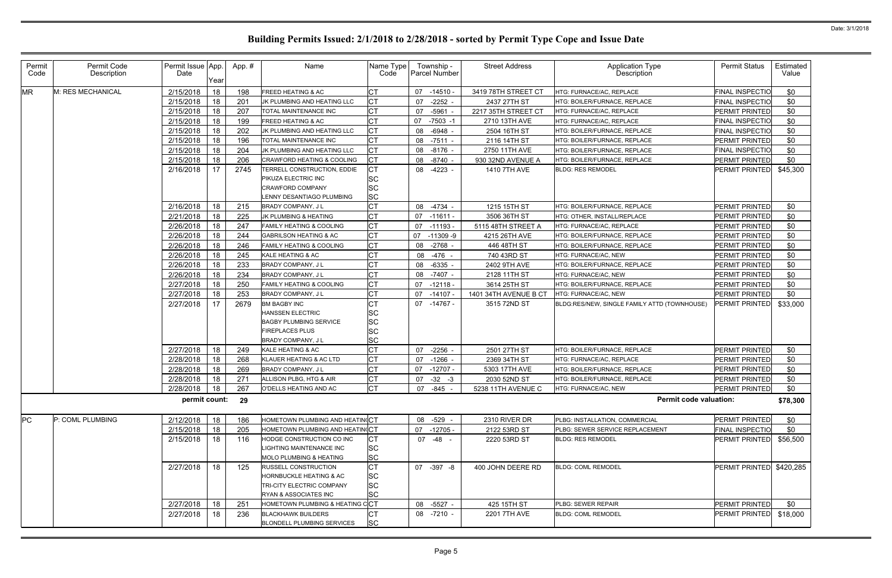# Building Permits Issued: 2/1/2018 to 2/28/2018 - sorted by Permit Type Cope and Issue Date

| Permit Code | Permit Code Description | Permit Issue Date | App. Year | App. # | Name | Name Type Code | Township - Parcel Number | Street Address | Application Type Description | Permit Status | Estimated Value |
|---|---|---|---|---|---|---|---|---|---|---|---|
| MR | M: RES MECHANICAL | 2/15/2018 | 18 | 198 | FREED HEATING & AC | CT | 07 -14510 - | 3419 78TH STREET CT | HTG: FURNACE/AC, REPLACE | FINAL INSPECTIO | $0 |
| | | 2/15/2018 | 18 | 201 | JK PLUMBING AND HEATING LLC | CT | 07 -2252 - | 2437 27TH ST | HTG: BOILER/FURNACE, REPLACE | FINAL INSPECTIO | $0 |
| | | 2/15/2018 | 18 | 207 | TOTAL MAINTENANCE INC | CT | 07 -5961 - | 2217 35TH STREET CT | HTG: FURNACE/AC, REPLACE | PERMIT PRINTED | $0 |
| | | 2/15/2018 | 18 | 199 | FREED HEATING & AC | CT | 07 -7503 -1 | 2710 13TH AVE | HTG: FURNACE/AC, REPLACE | FINAL INSPECTIO | $0 |
| | | 2/15/2018 | 18 | 202 | JK PLUMBING AND HEATING LLC | CT | 08 -6948 - | 2504 16TH ST | HTG: BOILER/FURNACE, REPLACE | FINAL INSPECTIO | $0 |
| | | 2/15/2018 | 18 | 196 | TOTAL MAINTENANCE INC | CT | 08 -7511 - | 2116 14TH ST | HTG: BOILER/FURNACE, REPLACE | PERMIT PRINTED | $0 |
| | | 2/15/2018 | 18 | 204 | JK PLUMBING AND HEATING LLC | CT | 08 -8176 - | 2750 11TH AVE | HTG: BOILER/FURNACE, REPLACE | FINAL INSPECTIO | $0 |
| | | 2/15/2018 | 18 | 206 | CRAWFORD HEATING & COOLING | CT | 08 -8740 - | 930 32ND AVENUE A | HTG: BOILER/FURNACE, REPLACE | PERMIT PRINTED | $0 |
| | | 2/16/2018 | 17 | 2745 | TERRELL CONSTRUCTION, EDDIE | CT | 08 -4223 - | 1410 7TH AVE | BLDG: RES REMODEL | PERMIT PRINTED | $45,300 |
| | | | | | PIKUZA ELECTRIC INC | SC | | | | | |
| | | | | | CRAWFORD COMPANY | SC | | | | | |
| | | | | | LENNY DESANTIAGO PLUMBING | SC | | | | | |
| | | 2/16/2018 | 18 | 215 | BRADY COMPANY, J L | CT | 08 -4734 - | 1215 15TH ST | HTG: BOILER/FURNACE, REPLACE | PERMIT PRINTED | $0 |
| | | 2/21/2018 | 18 | 225 | JK PLUMBING & HEATING | CT | 07 -11611 - | 3506 36TH ST | HTG: OTHER, INSTALL/REPLACE | PERMIT PRINTED | $0 |
| | | 2/26/2018 | 18 | 247 | FAMILY HEATING & COOLING | CT | 07 -11193 - | 5115 48TH STREET A | HTG: FURNACE/AC, REPLACE | PERMIT PRINTED | $0 |
| | | 2/26/2018 | 18 | 244 | GABRILSON HEATING & AC | CT | 07 -11309 -9 | 4215 26TH AVE | HTG: BOILER/FURNACE, REPLACE | PERMIT PRINTED | $0 |
| | | 2/26/2018 | 18 | 246 | FAMILY HEATING & COOLING | CT | 08 -2768 - | 446 48TH ST | HTG: BOILER/FURNACE, REPLACE | PERMIT PRINTED | $0 |
| | | 2/26/2018 | 18 | 245 | KALE HEATING & AC | CT | 08 -476 - | 740 43RD ST | HTG: FURNACE/AC, NEW | PERMIT PRINTED | $0 |
| | | 2/26/2018 | 18 | 233 | BRADY COMPANY, J L | CT | 08 -6335 - | 2402 9TH AVE | HTG: BOILER/FURNACE, REPLACE | PERMIT PRINTED | $0 |
| | | 2/26/2018 | 18 | 234 | BRADY COMPANY, J L | CT | 08 -7407 - | 2128 11TH ST | HTG: FURNACE/AC, NEW | PERMIT PRINTED | $0 |
| | | 2/27/2018 | 18 | 250 | FAMILY HEATING & COOLING | CT | 07 -12118 - | 3614 25TH ST | HTG: BOILER/FURNACE, REPLACE | PERMIT PRINTED | $0 |
| | | 2/27/2018 | 18 | 253 | BRADY COMPANY, J L | CT | 07 -14107 - | 1401 34TH AVENUE B CT | HTG: FURNACE/AC, NEW | PERMIT PRINTED | $0 |
| | | 2/27/2018 | 17 | 2679 | BM BAGBY INC | CT | 07 -14767 - | 3515 72ND ST | BLDG:RES/NEW, SINGLE FAMILY ATTD (TOWNHOUSE) | PERMIT PRINTED | $33,000 |
| | | | | | HANSSEN ELECTRIC | SC | | | | | |
| | | | | | BAGBY PLUMBING SERVICE | SC | | | | | |
| | | | | | FIREPLACES PLUS | SC | | | | | |
| | | | | | BRADY COMPANY, J L | SC | | | | | |
| | | 2/27/2018 | 18 | 249 | KALE HEATING & AC | CT | 07 -2256 - | 2501 27TH ST | HTG: BOILER/FURNACE, REPLACE | PERMIT PRINTED | $0 |
| | | 2/28/2018 | 18 | 268 | KLAUER HEATING & AC LTD | CT | 07 -1266 - | 2369 34TH ST | HTG: FURNACE/AC, REPLACE | PERMIT PRINTED | $0 |
| | | 2/28/2018 | 18 | 269 | BRADY COMPANY, J L | CT | 07 -12707 - | 5303 17TH AVE | HTG: BOILER/FURNACE, REPLACE | PERMIT PRINTED | $0 |
| | | 2/28/2018 | 18 | 271 | ALLISON PLBG, HTG & AIR | CT | 07 -32 -3 | 2030 52ND ST | HTG: BOILER/FURNACE, REPLACE | PERMIT PRINTED | $0 |
| | | 2/28/2018 | 18 | 267 | O'DELLS HEATING AND AC | CT | 07 -845 - | 5238 11TH AVENUE C | HTG: FURNACE/AC, NEW | PERMIT PRINTED | $0 |
| | | **permit count:** | | **29** | | | | | **Permit code valuation:** | | **$78,300** |
| PC | P: COML PLUMBING | 2/12/2018 | 18 | 186 | HOMETOWN PLUMBING AND HEATING | CT | 08 -529 - | 2310 RIVER DR | PLBG: INSTALLATION, COMMERCIAL | PERMIT PRINTED | $0 |
| | | 2/15/2018 | 18 | 205 | HOMETOWN PLUMBING AND HEATING | CT | 07 -12705 - | 2122 53RD ST | PLBG: SEWER SERVICE REPLACEMENT | FINAL INSPECTIO | $0 |
| | | 2/15/2018 | 18 | 116 | HODGE CONSTRUCTION CO INC | CT | 07 -48 - | 2220 53RD ST | BLDG: RES REMODEL | PERMIT PRINTED | $56,500 |
| | | | | | LIGHTING MAINTENANCE INC | SC | | | | | |
| | | | | | MOLO PLUMBING & HEATING | SC | | | | | |
| | | 2/27/2018 | 18 | 125 | RUSSELL CONSTRUCTION | CT | 07 -397 -8 | 400 JOHN DEERE RD | BLDG: COML REMODEL | PERMIT PRINTED | $420,285 |
| | | | | | HORNBUCKLE HEATING & AC | SC | | | | | |
| | | | | | TRI-CITY ELECTRIC COMPANY | SC | | | | | |
| | | | | | RYAN & ASSOCIATES INC | SC | | | | | |
| | | 2/27/2018 | 18 | 251 | HOMETOWN PLUMBING & HEATING C | CT | 08 -5527 - | 425 15TH ST | PLBG: SEWER REPAIR | PERMIT PRINTED | $0 |
| | | 2/27/2018 | 18 | 236 | BLACKHAWK BUILDERS | CT | 08 -7210 - | 2201 7TH AVE | BLDG: COML REMODEL | PERMIT PRINTED | $18,000 |
| | | | | | BLONDELL PLUMBING SERVICES | SC | | | | | |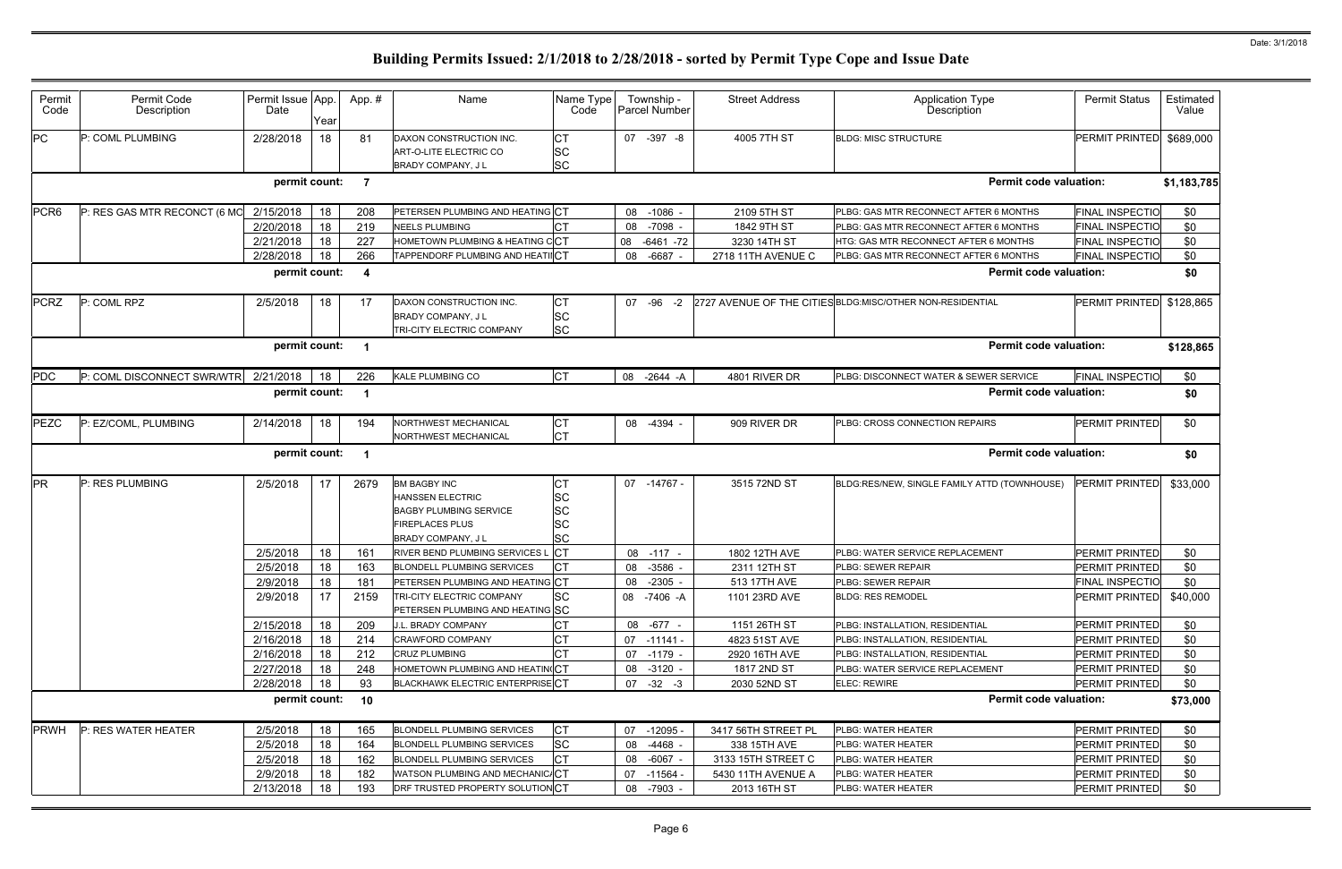# Building Permits Issued: 2/1/2018 to 2/28/2018 - sorted by Permit Type Cope and Issue Date

| Permit Code | Permit Code Description | Permit Issue Date | App. Year | App. # | Name | Name Type Code | Township - Parcel Number | Street Address | Application Type Description | Permit Status | Estimated Value |
|---|---|---|---|---|---|---|---|---|---|---|---|
| PC | P: COML PLUMBING | 2/28/2018 | 18 | 81 | DAXON CONSTRUCTION INC.<br>ART-O-LITE ELECTRIC CO<br>BRADY COMPANY, J L | CT<br>SC<br>SC | 07 -397 -8 | 4005 7TH ST | BLDG: MISC STRUCTURE | PERMIT PRINTED | $689,000 |
| | | permit count: | | 7 | | | | | Permit code valuation: | | $1,183,785 |
| PCR6 | P: RES GAS MTR RECONCT (6 MO | 2/15/2018 | 18 | 208 | PETERSEN PLUMBING AND HEATING | CT | 08 -1086 - | 2109 5TH ST | PLBG: GAS MTR RECONNECT AFTER 6 MONTHS | FINAL INSPECTIO | $0 |
| | | 2/20/2018 | 18 | 219 | NEELS PLUMBING | CT | 08 -7098 - | 1842 9TH ST | PLBG: GAS MTR RECONNECT AFTER 6 MONTHS | FINAL INSPECTIO | $0 |
| | | 2/21/2018 | 18 | 227 | HOMETOWN PLUMBING & HEATING C | CT | 08 -6461 -72 | 3230 14TH ST | HTG: GAS MTR RECONNECT AFTER 6 MONTHS | FINAL INSPECTIO | $0 |
| | | 2/28/2018 | 18 | 266 | TAPPENDORF PLUMBING AND HEATI | CT | 08 -6687 - | 2718 11TH AVENUE C | PLBG: GAS MTR RECONNECT AFTER 6 MONTHS | FINAL INSPECTIO | $0 |
| | | permit count: | | 4 | | | | | Permit code valuation: | | $0 |
| PCRZ | P: COML RPZ | 2/5/2018 | 18 | 17 | DAXON CONSTRUCTION INC.<br>BRADY COMPANY, J L<br>TRI-CITY ELECTRIC COMPANY | CT<br>SC<br>SC | 07 -96 -2 | 2727 AVENUE OF THE CITIES | BLDG:MISC/OTHER NON-RESIDENTIAL | PERMIT PRINTED | $128,865 |
| | | permit count: | | 1 | | | | | Permit code valuation: | | $128,865 |
| PDC | P: COML DISCONNECT SWR/WTR | 2/21/2018 | 18 | 226 | KALE PLUMBING CO | CT | 08 -2644 -A | 4801 RIVER DR | PLBG: DISCONNECT WATER & SEWER SERVICE | FINAL INSPECTIO | $0 |
| | | permit count: | | 1 | | | | | Permit code valuation: | | $0 |
| PEZC | P: EZ/COML, PLUMBING | 2/14/2018 | 18 | 194 | NORTHWEST MECHANICAL<br>NORTHWEST MECHANICAL | CT<br>CT | 08 -4394 - | 909 RIVER DR | PLBG: CROSS CONNECTION REPAIRS | PERMIT PRINTED | $0 |
| | | permit count: | | 1 | | | | | Permit code valuation: | | $0 |
| PR | P: RES PLUMBING | 2/5/2018 | 17 | 2679 | BM BAGBY INC<br>HANSSEN ELECTRIC<br>BAGBY PLUMBING SERVICE<br>FIREPLACES PLUS<br>BRADY COMPANY, J L | CT<br>SC<br>SC<br>SC<br>SC | 07 -14767 - | 3515 72ND ST | BLDG:RES/NEW, SINGLE FAMILY ATTD (TOWNHOUSE) | PERMIT PRINTED | $33,000 |
| | | 2/5/2018 | 18 | 161 | RIVER BEND PLUMBING SERVICES L | CT | 08 -117 - | 1802 12TH AVE | PLBG: WATER SERVICE REPLACEMENT | PERMIT PRINTED | $0 |
| | | 2/5/2018 | 18 | 163 | BLONDELL PLUMBING SERVICES | CT | 08 -3586 - | 2311 12TH ST | PLBG: SEWER REPAIR | PERMIT PRINTED | $0 |
| | | 2/9/2018 | 18 | 181 | PETERSEN PLUMBING AND HEATING | CT | 08 -2305 - | 513 17TH AVE | PLBG: SEWER REPAIR | FINAL INSPECTIO | $0 |
| | | 2/9/2018 | 17 | 2159 | TRI-CITY ELECTRIC COMPANY<br>PETERSEN PLUMBING AND HEATING | SC<br>SC | 08 -7406 -A | 1101 23RD AVE | BLDG: RES REMODEL | PERMIT PRINTED | $40,000 |
| | | 2/15/2018 | 18 | 209 | J.L. BRADY COMPANY | CT | 08 -677 - | 1151 26TH ST | PLBG: INSTALLATION, RESIDENTIAL | PERMIT PRINTED | $0 |
| | | 2/16/2018 | 18 | 214 | CRAWFORD COMPANY | CT | 07 -11141 - | 4823 51ST AVE | PLBG: INSTALLATION, RESIDENTIAL | PERMIT PRINTED | $0 |
| | | 2/16/2018 | 18 | 212 | CRUZ PLUMBING | CT | 07 -1179 - | 2920 16TH AVE | PLBG: INSTALLATION, RESIDENTIAL | PERMIT PRINTED | $0 |
| | | 2/27/2018 | 18 | 248 | HOMETOWN PLUMBING AND HEATIN | CT | 08 -3120 - | 1817 2ND ST | PLBG: WATER SERVICE REPLACEMENT | PERMIT PRINTED | $0 |
| | | 2/28/2018 | 18 | 93 | BLACKHAWK ELECTRIC ENTERPRISE | CT | 07 -32 -3 | 2030 52ND ST | ELEC: REWIRE | PERMIT PRINTED | $0 |
| | | permit count: | | 10 | | | | | Permit code valuation: | | $73,000 |
| PRWH | P: RES WATER HEATER | 2/5/2018 | 18 | 165 | BLONDELL PLUMBING SERVICES | CT | 07 -12095 - | 3417 56TH STREET PL | PLBG: WATER HEATER | PERMIT PRINTED | $0 |
| | | 2/5/2018 | 18 | 164 | BLONDELL PLUMBING SERVICES | SC | 08 -4468 - | 338 15TH AVE | PLBG: WATER HEATER | PERMIT PRINTED | $0 |
| | | 2/5/2018 | 18 | 162 | BLONDELL PLUMBING SERVICES | CT | 08 -6067 - | 3133 15TH STREET C | PLBG: WATER HEATER | PERMIT PRINTED | $0 |
| | | 2/9/2018 | 18 | 182 | WATSON PLUMBING AND MECHANIC | CT | 07 -11564 - | 5430 11TH AVENUE A | PLBG: WATER HEATER | PERMIT PRINTED | $0 |
| | | 2/13/2018 | 18 | 193 | DRF TRUSTED PROPERTY SOLUTION | CT | 08 -7903 - | 2013 16TH ST | PLBG: WATER HEATER | PERMIT PRINTED | $0 |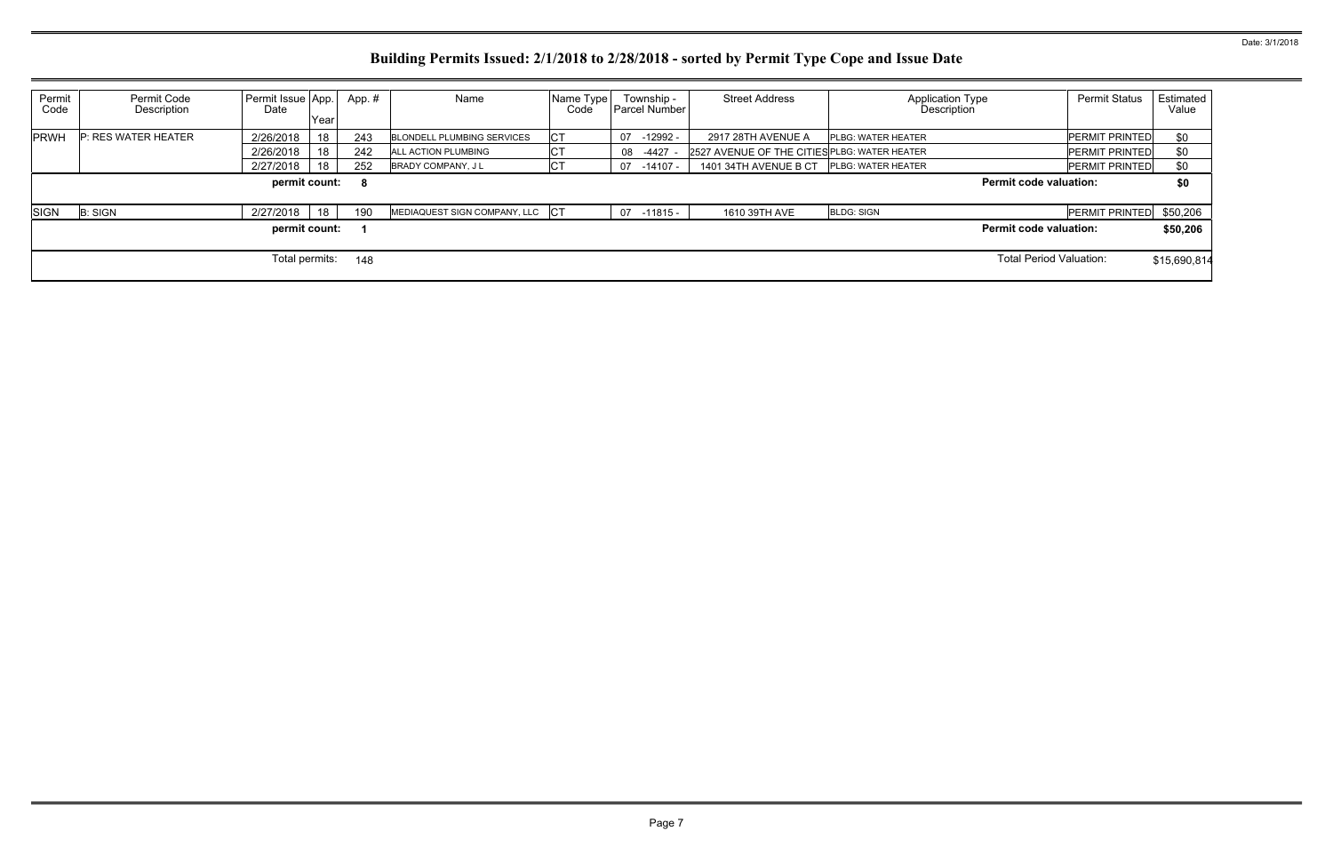# Building Permits Issued: 2/1/2018 to 2/28/2018 - sorted by Permit Type Cope and Issue Date

| Permit Code | Permit Code Description | Permit Issue Date | App. Year | App. # | Name | Name Type Code | Township - Parcel Number | Street Address | Application Type Description | Permit Status | Estimated Value |
|---|---|---|---|---|---|---|---|---|---|---|---|
| PRWH | P: RES WATER HEATER | 2/26/2018 | 18 | 243 | BLONDELL PLUMBING SERVICES | CT | 07 -12992 - | 2917 28TH AVENUE A | PLBG: WATER HEATER | PERMIT PRINTED | $0 |
| | | 2/26/2018 | 18 | 242 | ALL ACTION PLUMBING | CT | 08 -4427 - | 2527 AVENUE OF THE CITIES | PLBG: WATER HEATER | PERMIT PRINTED | $0 |
| | | 2/27/2018 | 18 | 252 | BRADY COMPANY, J L | CT | 07 -14107 - | 1401 34TH AVENUE B CT | PLBG: WATER HEATER | PERMIT PRINTED | $0 |
| | | **permit count:** | | **8** | | | | | **Permit code valuation:** | | **$0** |
| SIGN | B: SIGN | 2/27/2018 | 18 | 190 | MEDIAQUEST SIGN COMPANY, LLC | CT | 07 -11815 - | 1610 39TH AVE | BLDG: SIGN | PERMIT PRINTED | $50,206 |
| | | **permit count:** | | **1** | | | | | **Permit code valuation:** | | **$50,206** |
| | | Total permits: | | 148 | | | | | Total Period Valuation: | | $15,690,814 |